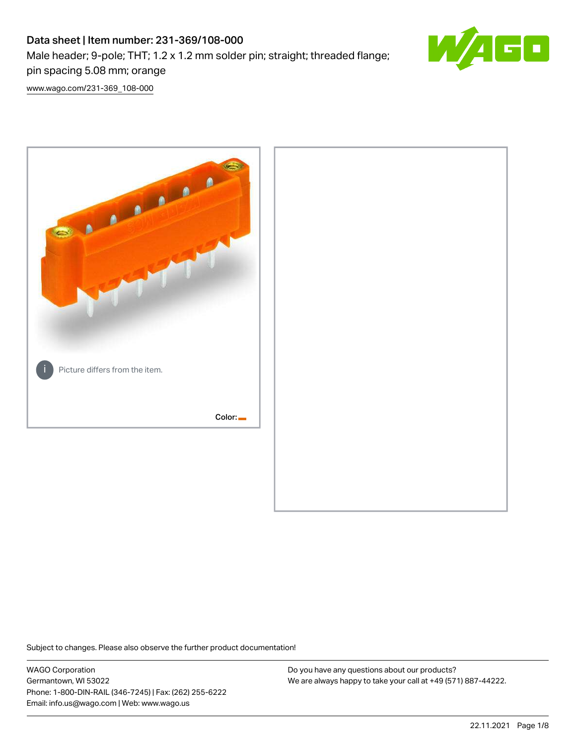# Data sheet | Item number: 231-369/108-000

Male header; 9-pole; THT; 1.2 x 1.2 mm solder pin; straight; threaded flange; pin spacing 5.08 mm; orange

www.wago.com/231-369_108-000

Picture differs from the item.

Color:

Subject to changes. Please also observe the further product documentation!

WAGO Corporation
Germantown, WI 53022
Phone: 1-800-DIN-RAIL (346-7245) | Fax: (262) 255-6222
Email: info.us@wago.com | Web: www.wago.us

Do you have any questions about our products?
We are always happy to take your call at +49 (571) 887-44222.

22.11.2021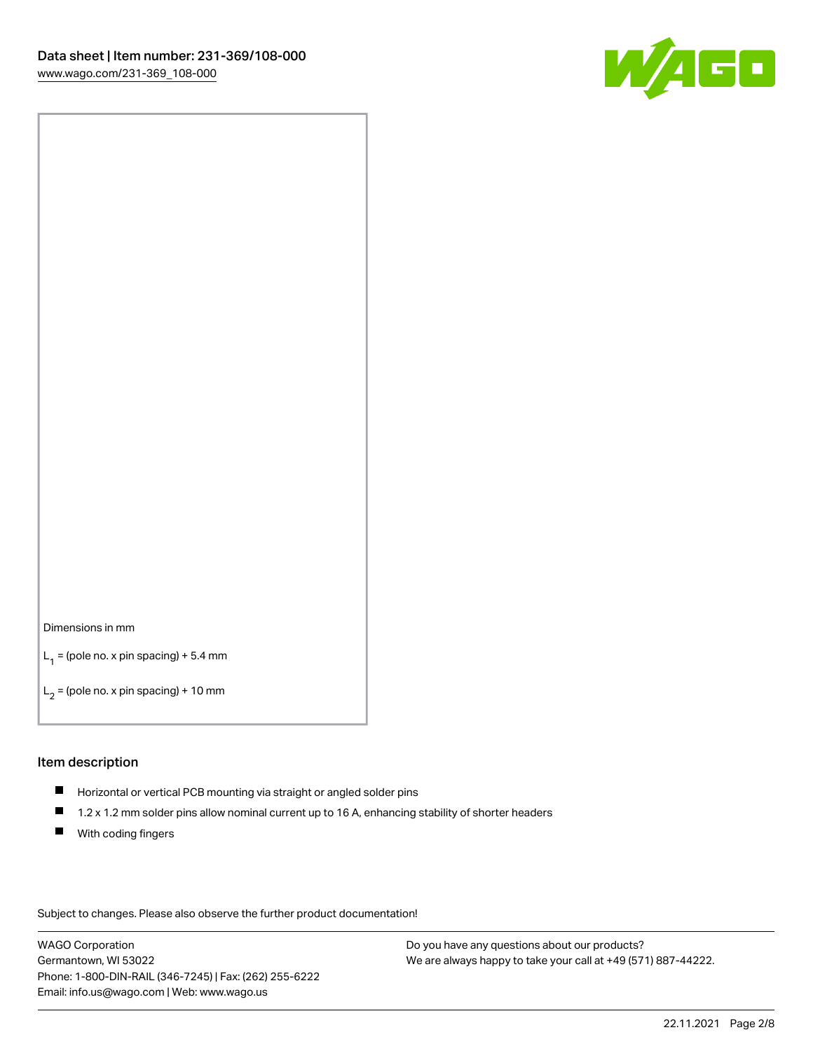Dimensions in mm

$L_1$ = (pole no. x pin spacing) + 5.4 mm

$L_2$ = (pole no. x pin spacing) + 10 mm

## Item description

- Horizontal or vertical PCB mounting via straight or angled solder pins
- 1.2 x 1.2 mm solder pins allow nominal current up to 16 A, enhancing stability of shorter headers
- With coding fingers

Subject to changes. Please also observe the further product documentation!

WAGO Corporation
Germantown, WI 53022
Phone: 1-800-DIN-RAIL (346-7245) | Fax: (262) 255-6222
Email: info.us@wago.com | Web: www.wago.us

Do you have any questions about our products?
We are always happy to take your call at +49 (571) 887-44222.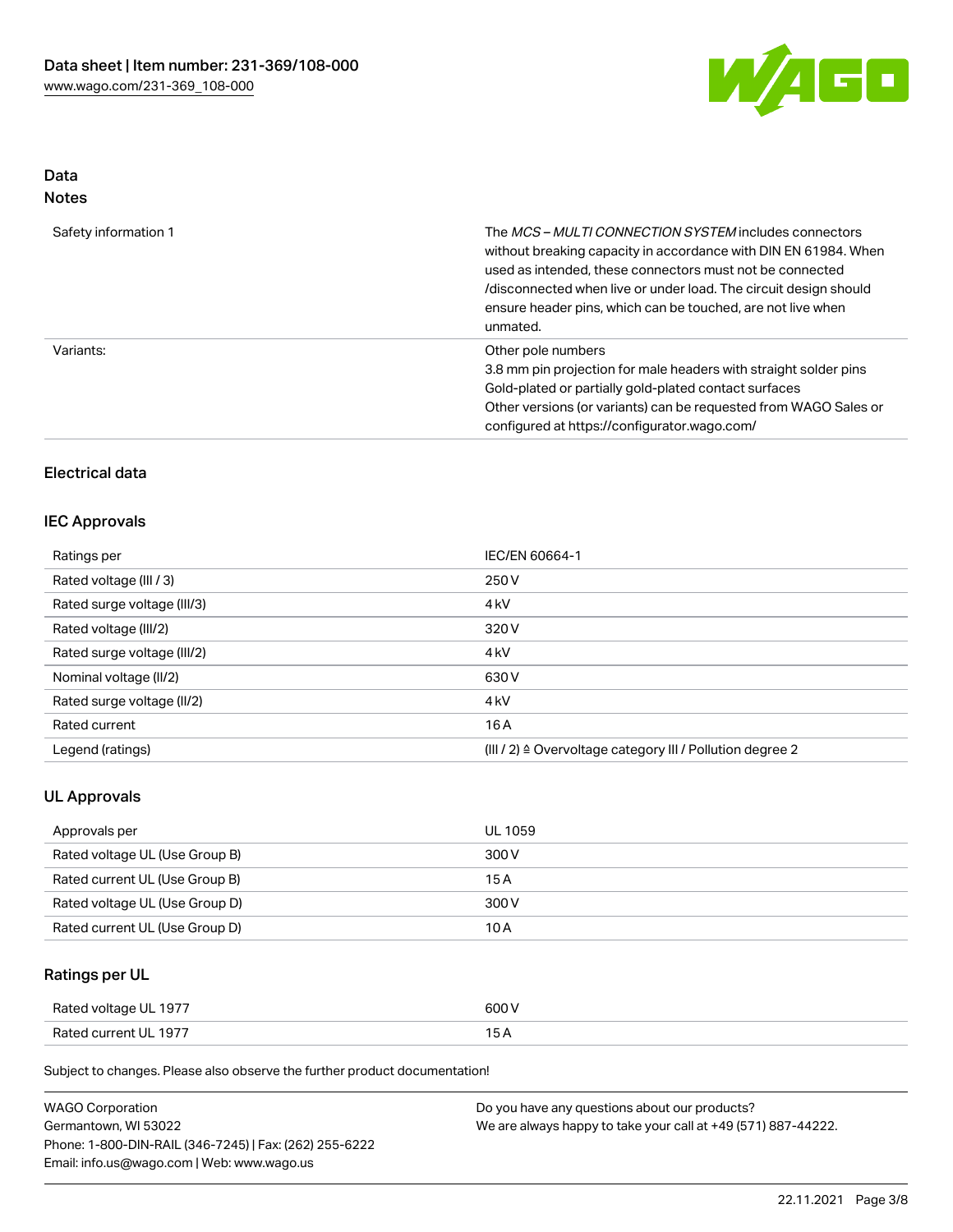## Data
### Notes

| | |
|---|---|
| Safety information 1 | The *MCS – MULTI CONNECTION SYSTEM* includes connectors without breaking capacity in accordance with DIN EN 61984. When used as intended, these connectors must not be connected /disconnected when live or under load. The circuit design should ensure header pins, which can be touched, are not live when unmated. |
| Variants: | Other pole numbers<br>3.8 mm pin projection for male headers with straight solder pins<br>Gold-plated or partially gold-plated contact surfaces<br>Other versions (or variants) can be requested from WAGO Sales or configured at https://configurator.wago.com/ |

### Electrical data

### IEC Approvals

| | |
|---|---|
| Ratings per | IEC/EN 60664-1 |
| Rated voltage (III / 3) | 250 V |
| Rated surge voltage (III/3) | 4 kV |
| Rated voltage (III/2) | 320 V |
| Rated surge voltage (III/2) | 4 kV |
| Nominal voltage (II/2) | 630 V |
| Rated surge voltage (II/2) | 4 kV |
| Rated current | 16 A |
| Legend (ratings) | (III / 2) ≙ Overvoltage category III / Pollution degree 2 |

### UL Approvals

| | |
|---|---|
| Approvals per | UL 1059 |
| Rated voltage UL (Use Group B) | 300 V |
| Rated current UL (Use Group B) | 15 A |
| Rated voltage UL (Use Group D) | 300 V |
| Rated current UL (Use Group D) | 10 A |

### Ratings per UL

| | |
|---|---|
| Rated voltage UL 1977 | 600 V |
| Rated current UL 1977 | 15 A |

Subject to changes. Please also observe the further product documentation!

WAGO Corporation
Germantown, WI 53022
Phone: 1-800-DIN-RAIL (346-7245) | Fax: (262) 255-6222
Email: info.us@wago.com | Web: www.wago.us

Do you have any questions about our products?
We are always happy to take your call at +49 (571) 887-44222.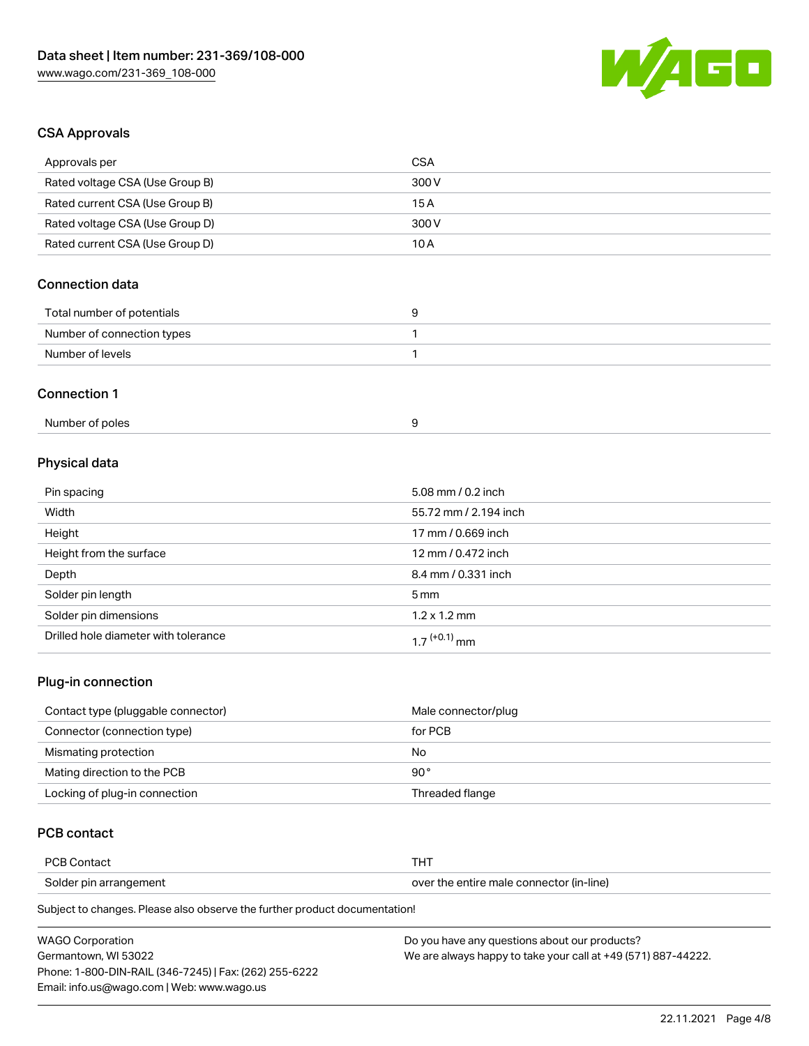## CSA Approvals

| | |
|---|---|
| Approvals per | CSA |
| Rated voltage CSA (Use Group B) | 300 V |
| Rated current CSA (Use Group B) | 15 A |
| Rated voltage CSA (Use Group D) | 300 V |
| Rated current CSA (Use Group D) | 10 A |

## Connection data

| | |
|---|---|
| Total number of potentials | 9 |
| Number of connection types | 1 |
| Number of levels | 1 |

## Connection 1

| | |
|---|---|
| Number of poles | 9 |

## Physical data

| | |
|---|---|
| Pin spacing | 5.08 mm / 0.2 inch |
| Width | 55.72 mm / 2.194 inch |
| Height | 17 mm / 0.669 inch |
| Height from the surface | 12 mm / 0.472 inch |
| Depth | 8.4 mm / 0.331 inch |
| Solder pin length | 5 mm |
| Solder pin dimensions | 1.2 x 1.2 mm |
| Drilled hole diameter with tolerance | $1.7^{(+0.1)}$ mm |

## Plug-in connection

| | |
|---|---|
| Contact type (pluggable connector) | Male connector/plug |
| Connector (connection type) | for PCB |
| Mismating protection | No |
| Mating direction to the PCB | 90° |
| Locking of plug-in connection | Threaded flange |

## PCB contact

| | |
|---|---|
| PCB Contact | THT |
| Solder pin arrangement | over the entire male connector (in-line) |

Subject to changes. Please also observe the further product documentation!

WAGO Corporation
Germantown, WI 53022
Phone: 1-800-DIN-RAIL (346-7245) | Fax: (262) 255-6222
Email: info.us@wago.com | Web: www.wago.us

Do you have any questions about our products?
We are always happy to take your call at +49 (571) 887-44222.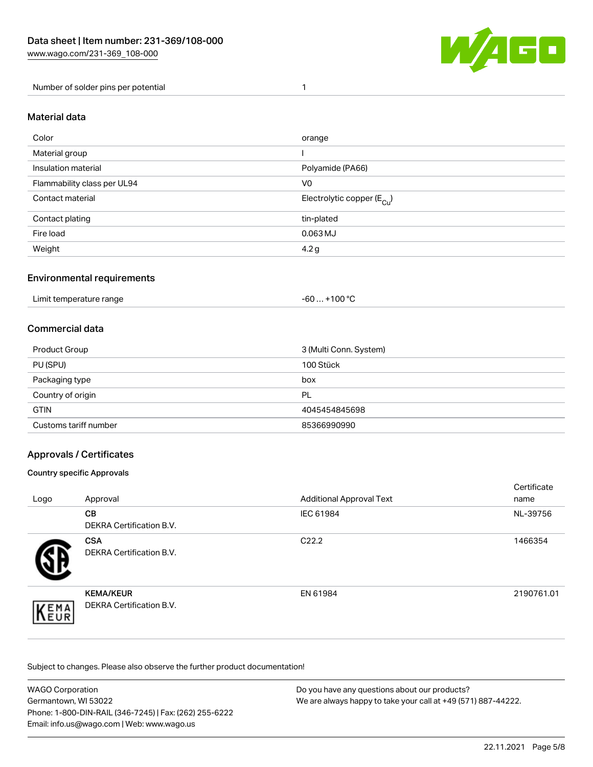| Number of solder pins per potential | 1 |
|---|---|

## Material data

| Color | orange |
|---|---|
| Material group | I |
| Insulation material | Polyamide (PA66) |
| Flammability class per UL94 | V0 |
| Contact material | Electrolytic copper ($E_{Cu}$) |
| Contact plating | tin-plated |
| Fire load | 0.063 MJ |
| Weight | 4.2 g |

## Environmental requirements

| Limit temperature range | -60 … +100 °C |
|---|---|

## Commercial data

| Product Group | 3 (Multi Conn. System) |
|---|---|
| PU (SPU) | 100 Stück |
| Packaging type | box |
| Country of origin | PL |
| GTIN | 4045454845698 |
| Customs tariff number | 85366990990 |

## Approvals / Certificates

### Country specific Approvals

| Logo | Approval | Additional Approval Text | Certificate name |
|---|---|---|---|
| | **CB** DEKRA Certification B.V. | IEC 61984 | NL-39756 |
| | **CSA** DEKRA Certification B.V. | C22.2 | 1466354 |
| | **KEMA/KEUR** DEKRA Certification B.V. | EN 61984 | 2190761.01 |

Subject to changes. Please also observe the further product documentation!

WAGO Corporation
Germantown, WI 53022
Phone: 1-800-DIN-RAIL (346-7245) | Fax: (262) 255-6222
Email: info.us@wago.com | Web: www.wago.us

Do you have any questions about our products?
We are always happy to take your call at +49 (571) 887-44222.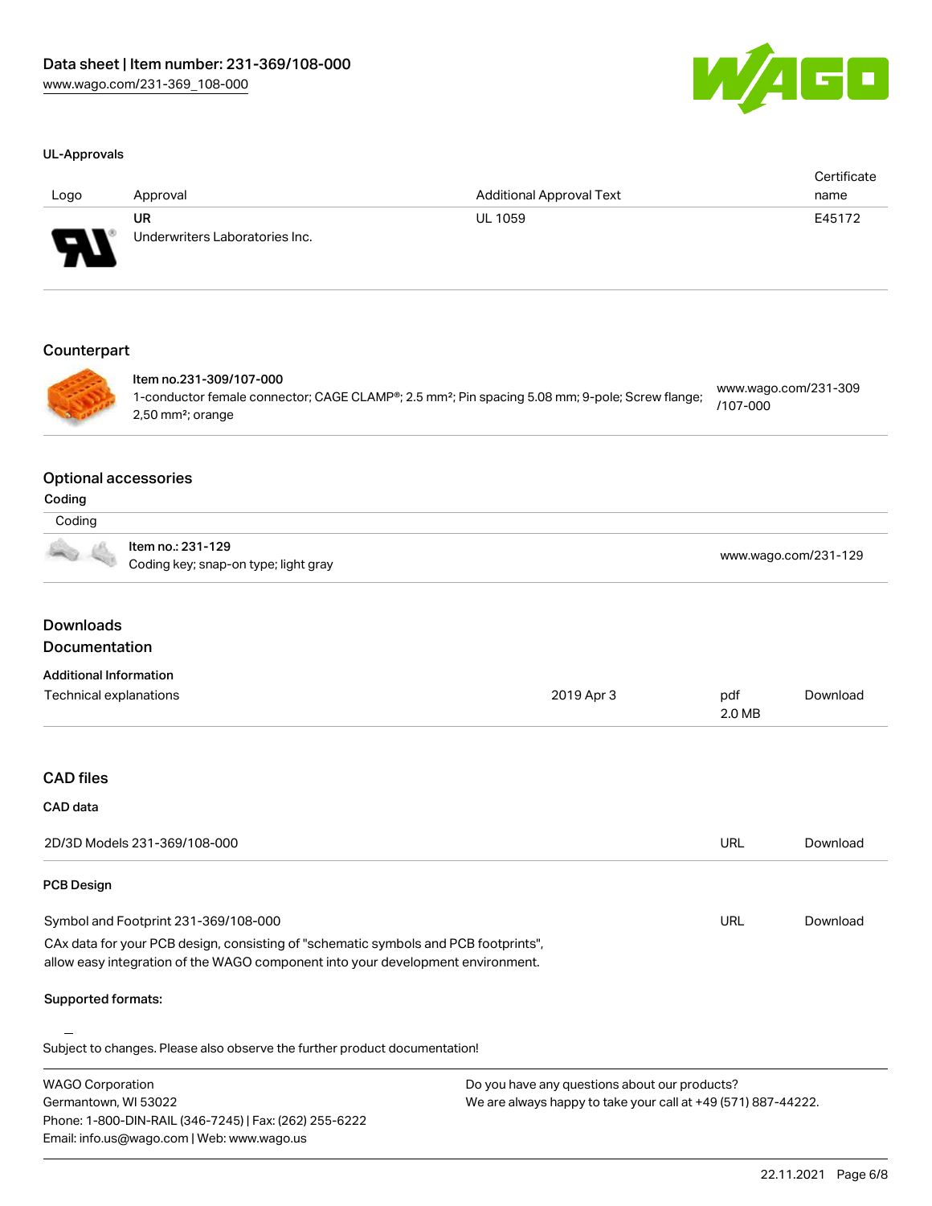### UL-Approvals

| Logo | Approval | Additional Approval Text | Certificate name |
| --- | --- | --- | --- |
| | UR<br>Underwriters Laboratories Inc. | UL 1059 | E45172 |

## Counterpart

| | | |
| --- | --- | --- |
| | Item no.231-309/107-000<br>1-conductor female connector; CAGE CLAMP®; 2.5 mm²; Pin spacing 5.08 mm; 9-pole; Screw flange; 2,50 mm²; orange | www.wago.com/231-309/107-000 |

## Optional accessories

### Coding

| Coding | | |
| --- | --- | --- |
| | Item no.: 231-129<br>Coding key; snap-on type; light gray | www.wago.com/231-129 |

## Downloads
## Documentation

### Additional Information

| | | | |
| --- | --- | --- | --- |
| Technical explanations | 2019 Apr 3 | pdf<br>2.0 MB | Download |

## CAD files

### CAD data

| | | |
| --- | --- | --- |
| 2D/3D Models 231-369/108-000 | URL | Download |

### PCB Design

| | | |
| --- | --- | --- |
| Symbol and Footprint 231-369/108-000 | URL | Download |

CAx data for your PCB design, consisting of "schematic symbols and PCB footprints", allow easy integration of the WAGO component into your development environment.

**Supported formats:**

Subject to changes. Please also observe the further product documentation!

WAGO Corporation
Germantown, WI 53022
Phone: 1-800-DIN-RAIL (346-7245) | Fax: (262) 255-6222
Email: info.us@wago.com | Web: www.wago.us

Do you have any questions about our products?
We are always happy to take your call at +49 (571) 887-44222.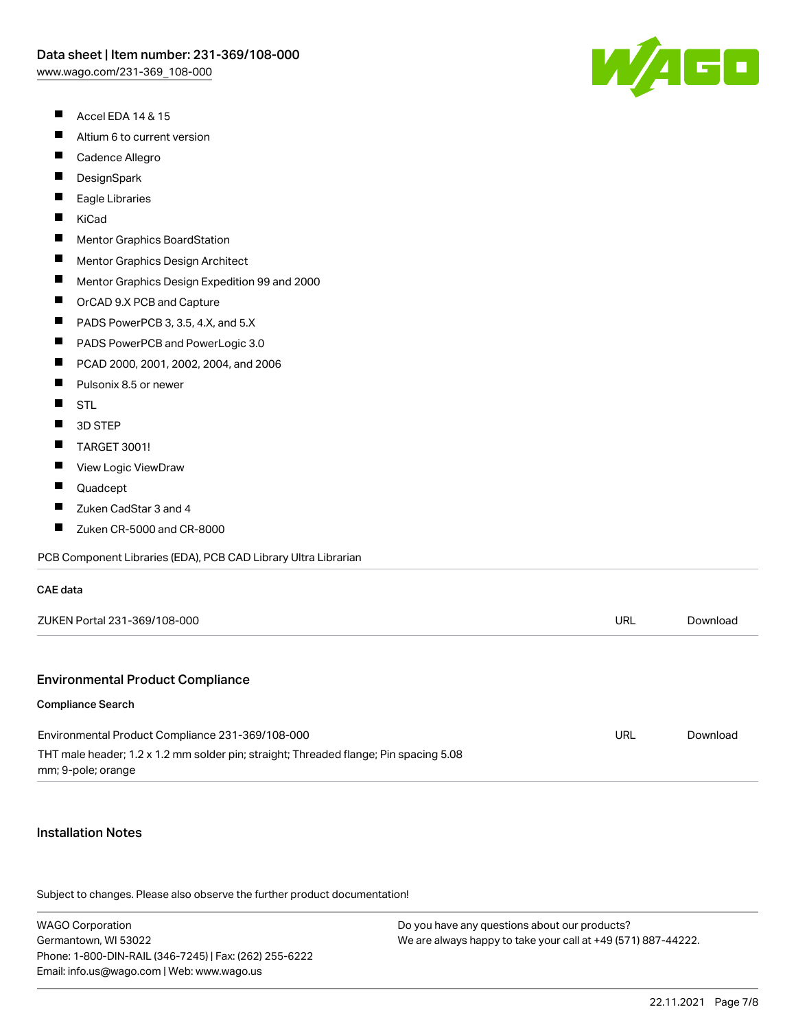- Accel EDA 14 & 15
- Altium 6 to current version
- Cadence Allegro
- DesignSpark
- Eagle Libraries
- KiCad
- Mentor Graphics BoardStation
- Mentor Graphics Design Architect
- Mentor Graphics Design Expedition 99 and 2000
- OrCAD 9.X PCB and Capture
- PADS PowerPCB 3, 3.5, 4.X, and 5.X
- PADS PowerPCB and PowerLogic 3.0
- PCAD 2000, 2001, 2002, 2004, and 2006
- Pulsonix 8.5 or newer
- STL
- 3D STEP
- TARGET 3001!
- View Logic ViewDraw
- Quadcept
- Zuken CadStar 3 and 4
- Zuken CR-5000 and CR-8000

PCB Component Libraries (EDA), PCB CAD Library Ultra Librarian

#### CAE data

| | | |
|---|---|---|
| ZUKEN Portal 231-369/108-000 | URL | Download |

## Environmental Product Compliance

#### Compliance Search

| | | |
|---|---|---|
| Environmental Product Compliance 231-369/108-000<br>THT male header; 1.2 x 1.2 mm solder pin; straight; Threaded flange; Pin spacing 5.08 mm; 9-pole; orange | URL | Download |

## Installation Notes

Subject to changes. Please also observe the further product documentation!

WAGO Corporation
Germantown, WI 53022
Phone: 1-800-DIN-RAIL (346-7245) | Fax: (262) 255-6222
Email: info.us@wago.com | Web: www.wago.us

Do you have any questions about our products?
We are always happy to take your call at +49 (571) 887-44222.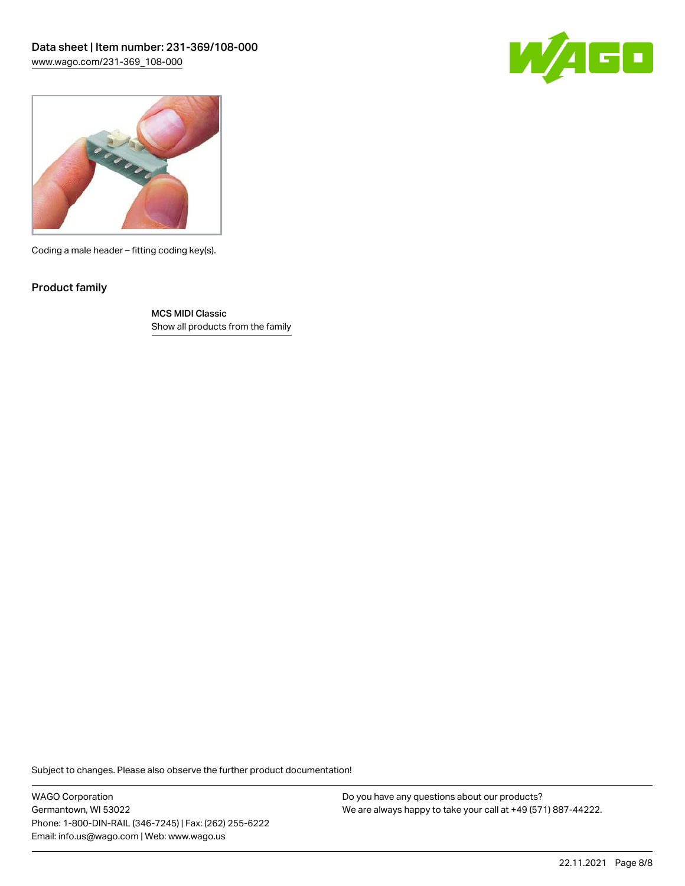Coding a male header – fitting coding key(s).

## Product family

MCS MIDI Classic
Show all products from the family

Subject to changes. Please also observe the further product documentation!

WAGO Corporation
Germantown, WI 53022
Phone: 1-800-DIN-RAIL (346-7245) | Fax: (262) 255-6222
Email: info.us@wago.com | Web: www.wago.us

Do you have any questions about our products?
We are always happy to take your call at +49 (571) 887-44222.